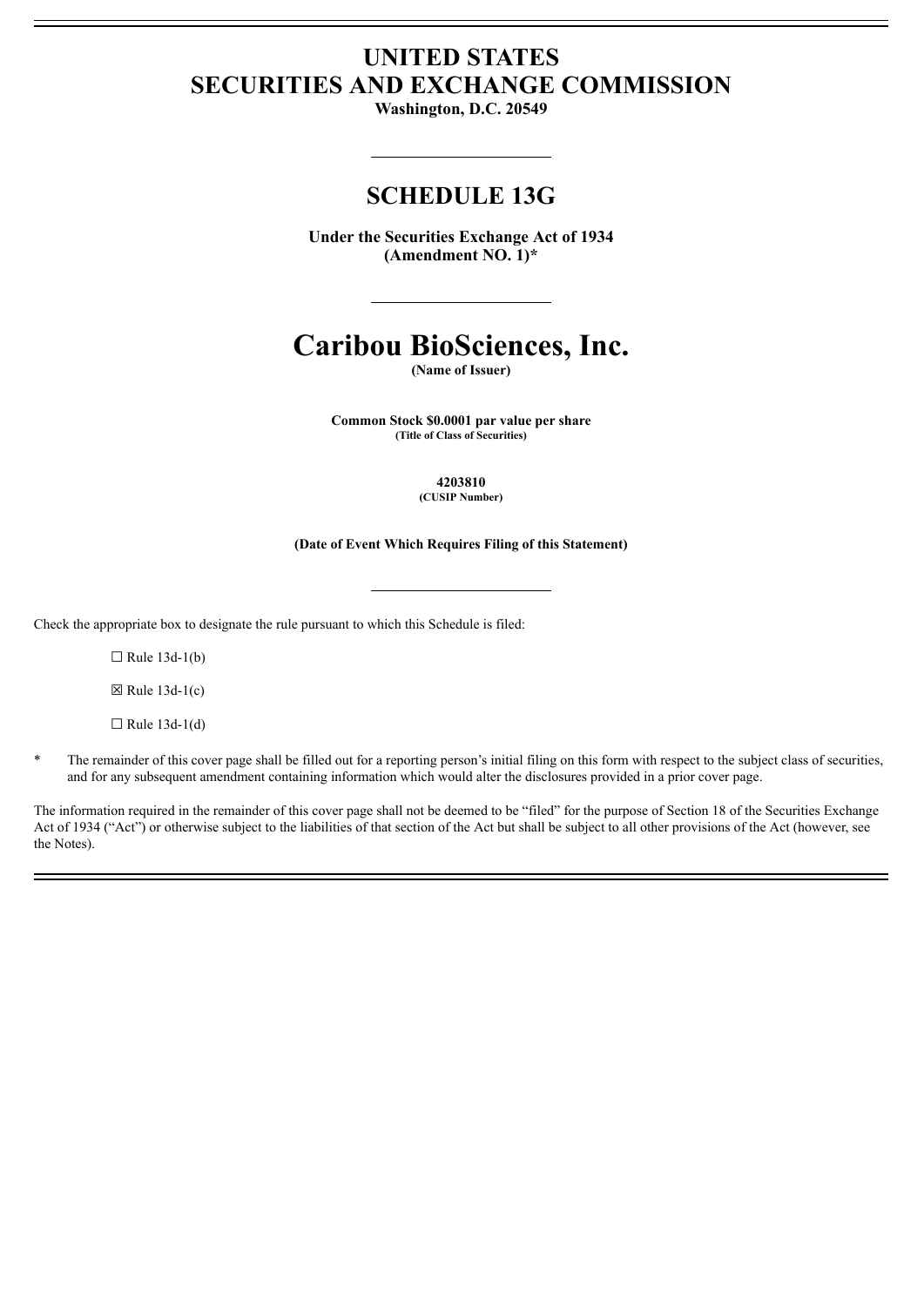# UNITED STATES
# SECURITIES AND EXCHANGE COMMISSION

**Washington, D.C. 20549**

## SCHEDULE 13G

**Under the Securities Exchange Act of 1934**
**(Amendment NO. 1)***

# Caribou BioSciences, Inc.

**(Name of Issuer)**

**Common Stock $0.0001 par value per share**
**(Title of Class of Securities)**

**4203810**
**(CUSIP Number)**

**(Date of Event Which Requires Filing of this Statement)**

Check the appropriate box to designate the rule pursuant to which this Schedule is filed:

☐ Rule 13d-1(b)

☒ Rule 13d-1(c)

☐ Rule 13d-1(d)

\* The remainder of this cover page shall be filled out for a reporting person's initial filing on this form with respect to the subject class of securities, and for any subsequent amendment containing information which would alter the disclosures provided in a prior cover page.

The information required in the remainder of this cover page shall not be deemed to be "filed" for the purpose of Section 18 of the Securities Exchange Act of 1934 ("Act") or otherwise subject to the liabilities of that section of the Act but shall be subject to all other provisions of the Act (however, see the Notes).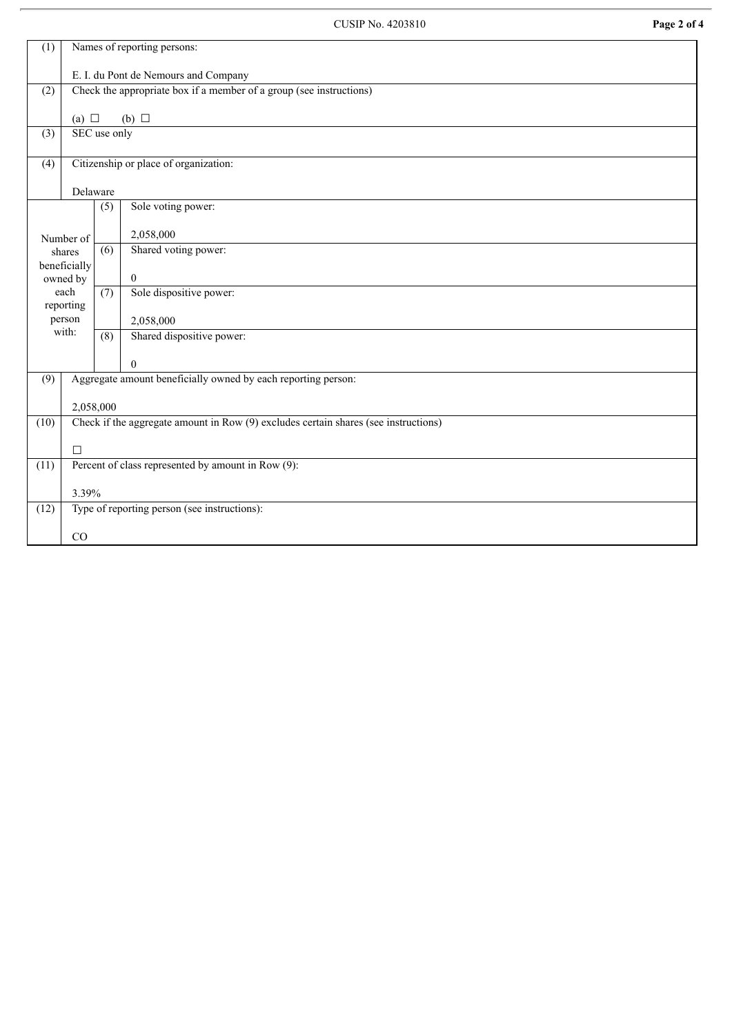CUSIP No. 4203810

| | | | |
|---|---|---|---|
| (1) | Names of reporting persons:<br><br>E. I. du Pont de Nemours and Company | | |
| (2) | Check the appropriate box if a member of a group (see instructions)<br><br>(a) ☐ (b) ☐ | | |
| (3) | SEC use only | | |
| (4) | Citizenship or place of organization:<br><br>Delaware | | |
| Number of shares beneficially owned by each reporting person with: | | (5) | Sole voting power:<br><br>2,058,000 |
| | | (6) | Shared voting power:<br><br>0 |
| | | (7) | Sole dispositive power:<br><br>2,058,000 |
| | | (8) | Shared dispositive power:<br><br>0 |
| (9) | Aggregate amount beneficially owned by each reporting person:<br><br>2,058,000 | | |
| (10) | Check if the aggregate amount in Row (9) excludes certain shares (see instructions)<br><br>☐ | | |
| (11) | Percent of class represented by amount in Row (9):<br><br>3.39% | | |
| (12) | Type of reporting person (see instructions):<br><br>CO | | |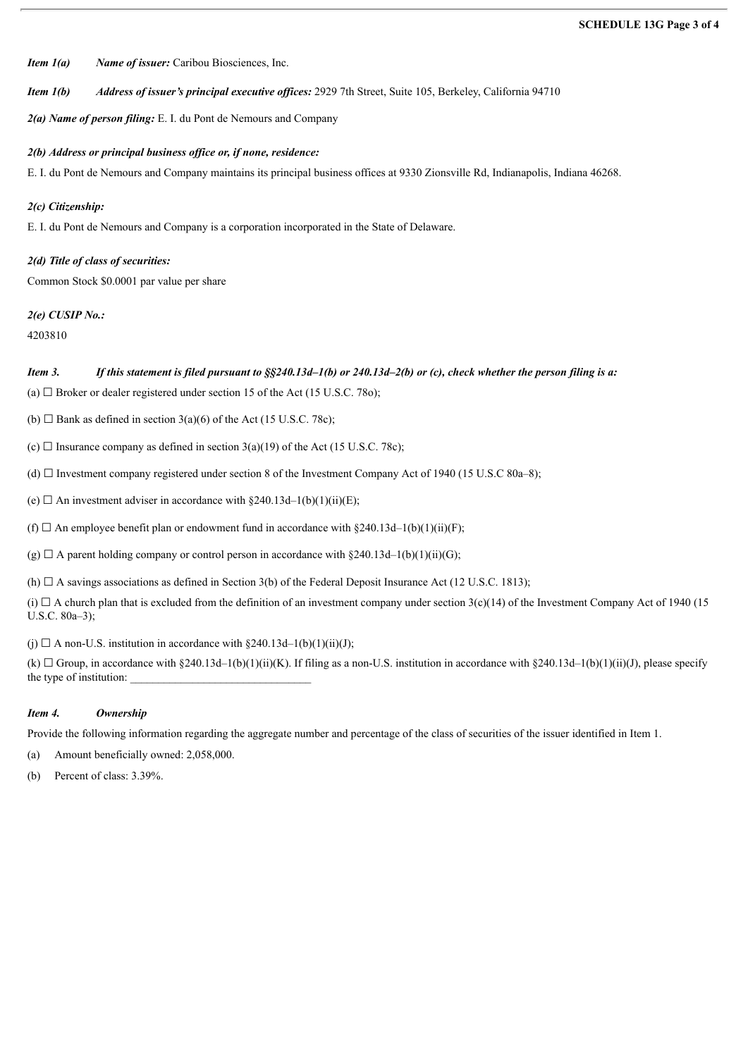*Item 1(a)* ***Name of issuer:*** Caribou Biosciences, Inc.

*Item 1(b)* ***Address of issuer's principal executive offices:*** 2929 7th Street, Suite 105, Berkeley, California 94710

***2(a) Name of person filing:*** E. I. du Pont de Nemours and Company

***2(b) Address or principal business office or, if none, residence:***

E. I. du Pont de Nemours and Company maintains its principal business offices at 9330 Zionsville Rd, Indianapolis, Indiana 46268.

***2(c) Citizenship:***

E. I. du Pont de Nemours and Company is a corporation incorporated in the State of Delaware.

***2(d) Title of class of securities:***

Common Stock $0.0001 par value per share

***2(e) CUSIP No.:***

4203810

***Item 3. If this statement is filed pursuant to §§240.13d–1(b) or 240.13d–2(b) or (c), check whether the person filing is a:***

(a) ☐ Broker or dealer registered under section 15 of the Act (15 U.S.C. 78o);

(b) ☐ Bank as defined in section 3(a)(6) of the Act (15 U.S.C. 78c);

(c) ☐ Insurance company as defined in section 3(a)(19) of the Act (15 U.S.C. 78c);

(d) ☐ Investment company registered under section 8 of the Investment Company Act of 1940 (15 U.S.C 80a–8);

(e) ☐ An investment adviser in accordance with §240.13d–1(b)(1)(ii)(E);

(f) ☐ An employee benefit plan or endowment fund in accordance with §240.13d–1(b)(1)(ii)(F);

(g) ☐ A parent holding company or control person in accordance with §240.13d–1(b)(1)(ii)(G);

(h) ☐ A savings associations as defined in Section 3(b) of the Federal Deposit Insurance Act (12 U.S.C. 1813);

(i) ☐ A church plan that is excluded from the definition of an investment company under section 3(c)(14) of the Investment Company Act of 1940 (15 U.S.C. 80a–3);

(j) ☐ A non-U.S. institution in accordance with §240.13d–1(b)(1)(ii)(J);

(k) ☐ Group, in accordance with §240.13d–1(b)(1)(ii)(K). If filing as a non-U.S. institution in accordance with §240.13d–1(b)(1)(ii)(J), please specify the type of institution: ______________________________

***Item 4. Ownership***

Provide the following information regarding the aggregate number and percentage of the class of securities of the issuer identified in Item 1.

(a) Amount beneficially owned: 2,058,000.

(b) Percent of class: 3.39%.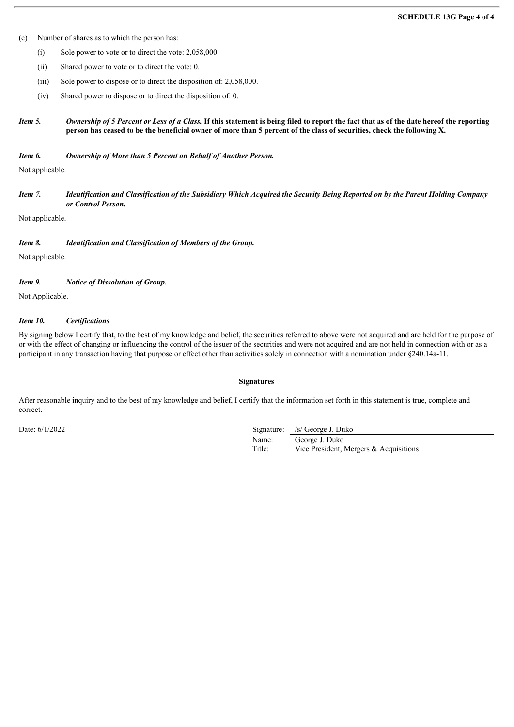(c) Number of shares as to which the person has:

(i) Sole power to vote or to direct the vote: 2,058,000.

(ii) Shared power to vote or to direct the vote: 0.

(iii) Sole power to dispose or to direct the disposition of: 2,058,000.

(iv) Shared power to dispose or to direct the disposition of: 0.

***Item 5. Ownership of 5 Percent or Less of a Class.*** **If this statement is being filed to report the fact that as of the date hereof the reporting person has ceased to be the beneficial owner of more than 5 percent of the class of securities, check the following X.**

***Item 6. Ownership of More than 5 Percent on Behalf of Another Person.***

Not applicable.

***Item 7. Identification and Classification of the Subsidiary Which Acquired the Security Being Reported on by the Parent Holding Company or Control Person.***

Not applicable.

***Item 8. Identification and Classification of Members of the Group.***

Not applicable.

***Item 9. Notice of Dissolution of Group.***

Not Applicable.

***Item 10. Certifications***

By signing below I certify that, to the best of my knowledge and belief, the securities referred to above were not acquired and are held for the purpose of or with the effect of changing or influencing the control of the issuer of the securities and were not acquired and are not held in connection with or as a participant in any transaction having that purpose or effect other than activities solely in connection with a nomination under §240.14a-11.

**Signatures**

After reasonable inquiry and to the best of my knowledge and belief, I certify that the information set forth in this statement is true, complete and correct.

Date: 6/1/2022

Signature: /s/ George J. Duko
Name: George J. Duko
Title: Vice President, Mergers & Acquisitions